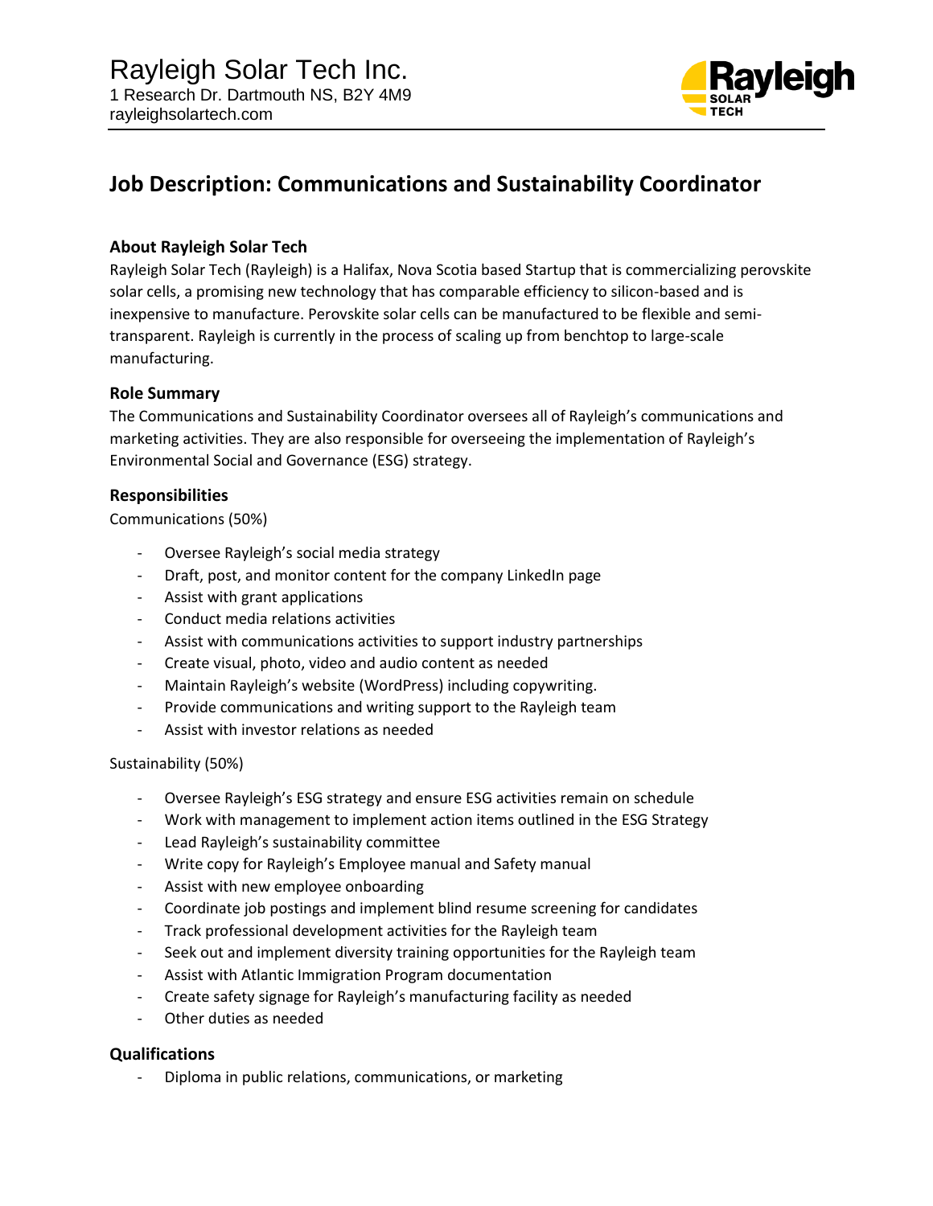Rayleigh Solar Tech Inc.
1 Research Dr. Dartmouth NS, B2Y 4M9
rayleighsolartech.com

# Job Description: Communications and Sustainability Coordinator

### About Rayleigh Solar Tech

Rayleigh Solar Tech (Rayleigh) is a Halifax, Nova Scotia based Startup that is commercializing perovskite solar cells, a promising new technology that has comparable efficiency to silicon-based and is inexpensive to manufacture. Perovskite solar cells can be manufactured to be flexible and semi-transparent. Rayleigh is currently in the process of scaling up from benchtop to large-scale manufacturing.

### Role Summary

The Communications and Sustainability Coordinator oversees all of Rayleigh's communications and marketing activities. They are also responsible for overseeing the implementation of Rayleigh's Environmental Social and Governance (ESG) strategy.

### Responsibilities

Communications (50%)

- Oversee Rayleigh's social media strategy
- Draft, post, and monitor content for the company LinkedIn page
- Assist with grant applications
- Conduct media relations activities
- Assist with communications activities to support industry partnerships
- Create visual, photo, video and audio content as needed
- Maintain Rayleigh's website (WordPress) including copywriting.
- Provide communications and writing support to the Rayleigh team
- Assist with investor relations as needed

Sustainability (50%)

- Oversee Rayleigh's ESG strategy and ensure ESG activities remain on schedule
- Work with management to implement action items outlined in the ESG Strategy
- Lead Rayleigh's sustainability committee
- Write copy for Rayleigh's Employee manual and Safety manual
- Assist with new employee onboarding
- Coordinate job postings and implement blind resume screening for candidates
- Track professional development activities for the Rayleigh team
- Seek out and implement diversity training opportunities for the Rayleigh team
- Assist with Atlantic Immigration Program documentation
- Create safety signage for Rayleigh's manufacturing facility as needed
- Other duties as needed

### Qualifications

- Diploma in public relations, communications, or marketing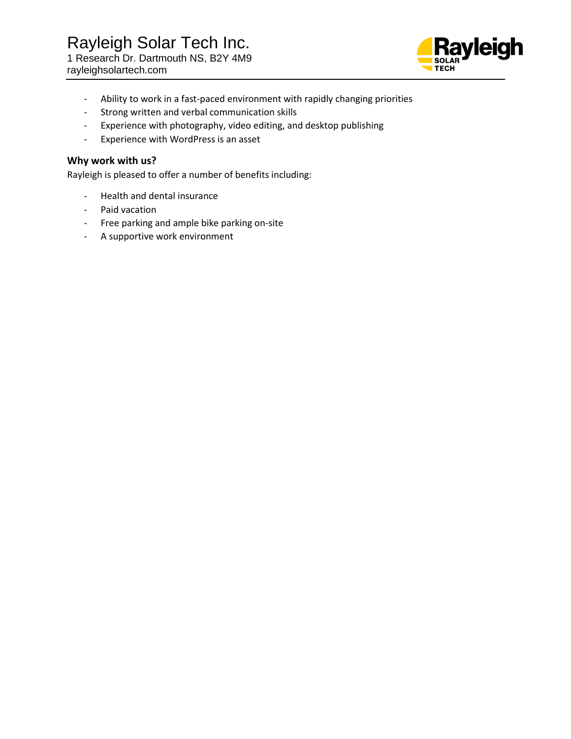- Ability to work in a fast-paced environment with rapidly changing priorities
- Strong written and verbal communication skills
- Experience with photography, video editing, and desktop publishing
- Experience with WordPress is an asset

**Why work with us?**

Rayleigh is pleased to offer a number of benefits including:

- Health and dental insurance
- Paid vacation
- Free parking and ample bike parking on-site
- A supportive work environment